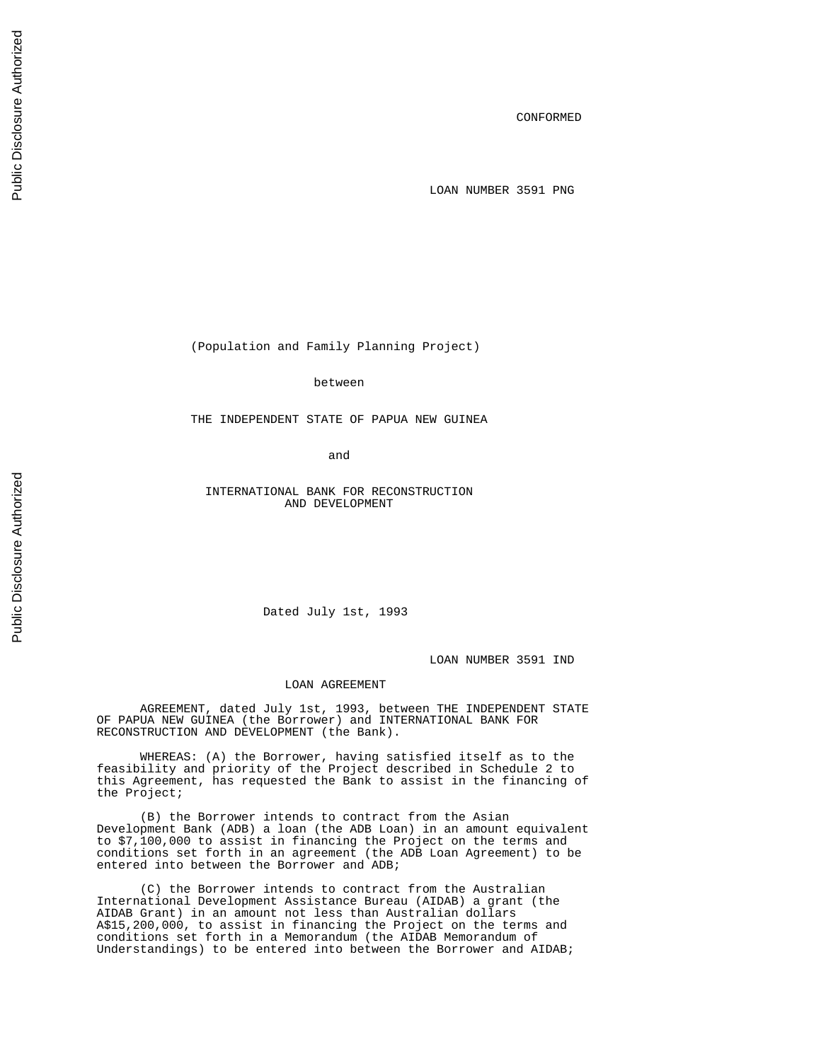CONFORMED

LOAN NUMBER 3591 PNG

(Population and Family Planning Project)

between

THE INDEPENDENT STATE OF PAPUA NEW GUINEA

and

INTERNATIONAL BANK FOR RECONSTRUCTION AND DEVELOPMENT

Dated July 1st, 1993

LOAN NUMBER 3591 IND

# LOAN AGREEMENT

AGREEMENT, dated July 1st, 1993, between THE INDEPENDENT STATE OF PAPUA NEW GUINEA (the Borrower) and INTERNATIONAL BANK FOR RECONSTRUCTION AND DEVELOPMENT (the Bank).

WHEREAS: (A) the Borrower, having satisfied itself as to the feasibility and priority of the Project described in Schedule 2 to this Agreement, has requested the Bank to assist in the financing of the Project;

(B) the Borrower intends to contract from the Asian Development Bank (ADB) a loan (the ADB Loan) in an amount equivalent to $7,100,000 to assist in financing the Project on the terms and conditions set forth in an agreement (the ADB Loan Agreement) to be entered into between the Borrower and ADB;

(C) the Borrower intends to contract from the Australian International Development Assistance Bureau (AIDAB) a grant (the AIDAB Grant) in an amount not less than Australian dollars A$15,200,000, to assist in financing the Project on the terms and conditions set forth in a Memorandum (the AIDAB Memorandum of Understandings) to be entered into between the Borrower and AIDAB;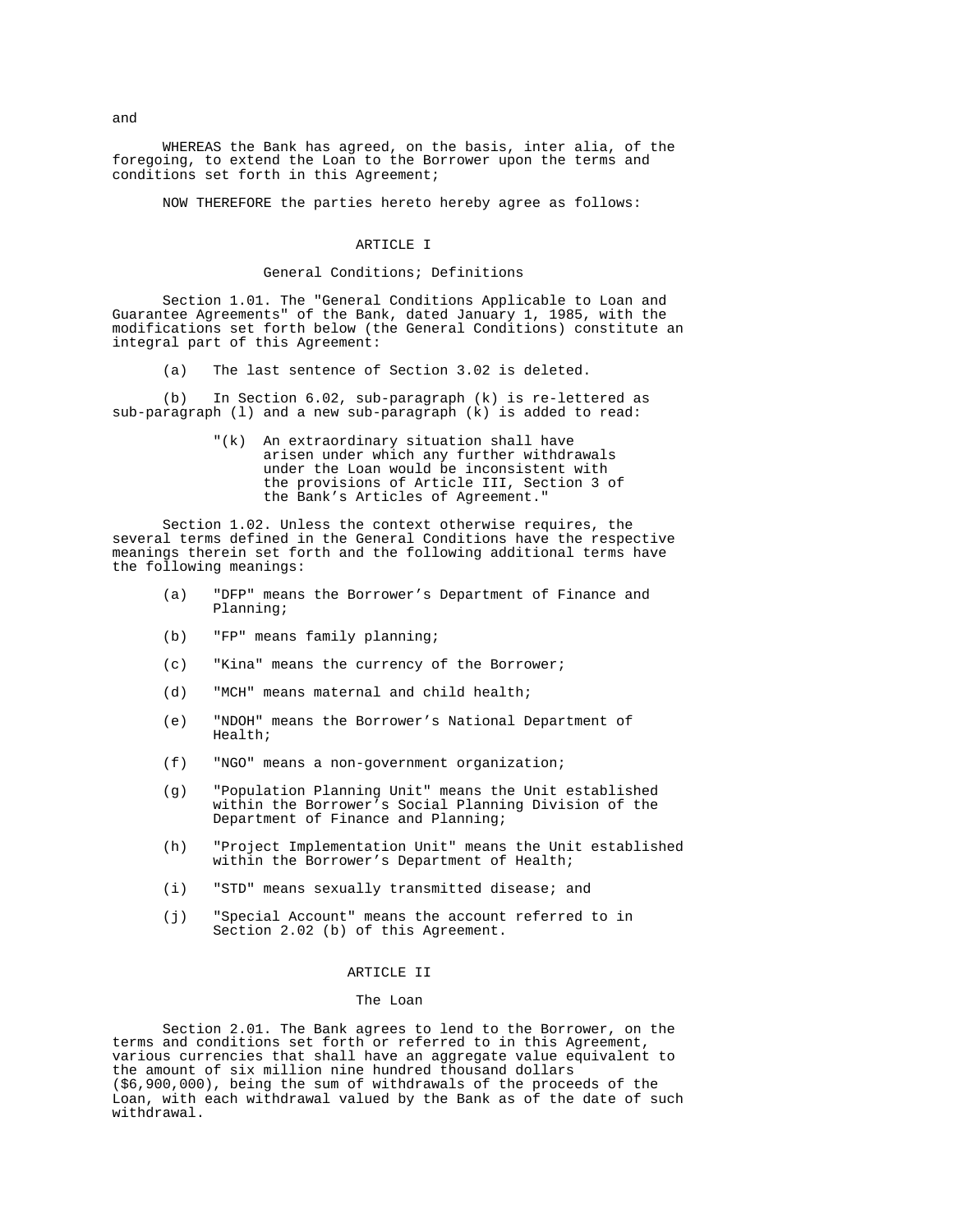and

WHEREAS the Bank has agreed, on the basis, inter alia, of the foregoing, to extend the Loan to the Borrower upon the terms and conditions set forth in this Agreement;

NOW THEREFORE the parties hereto hereby agree as follows:

## ARTICLE I

### General Conditions; Definitions

Section 1.01. The "General Conditions Applicable to Loan and Guarantee Agreements" of the Bank, dated January 1, 1985, with the modifications set forth below (the General Conditions) constitute an integral part of this Agreement:

(a) The last sentence of Section 3.02 is deleted.

(b) In Section 6.02, sub-paragraph (k) is re-lettered as sub-paragraph (l) and a new sub-paragraph (k) is added to read:

> "(k) An extraordinary situation shall have arisen under which any further withdrawals under the Loan would be inconsistent with the provisions of Article III, Section 3 of the Bank's Articles of Agreement."

Section 1.02. Unless the context otherwise requires, the several terms defined in the General Conditions have the respective meanings therein set forth and the following additional terms have the following meanings:

(a) "DFP" means the Borrower's Department of Finance and Planning;

(b) "FP" means family planning;

(c) "Kina" means the currency of the Borrower;

(d) "MCH" means maternal and child health;

(e) "NDOH" means the Borrower's National Department of Health;

(f) "NGO" means a non-government organization;

(g) "Population Planning Unit" means the Unit established within the Borrower's Social Planning Division of the Department of Finance and Planning;

(h) "Project Implementation Unit" means the Unit established within the Borrower's Department of Health;

(i) "STD" means sexually transmitted disease; and

(j) "Special Account" means the account referred to in Section 2.02 (b) of this Agreement.

## ARTICLE II

### The Loan

Section 2.01. The Bank agrees to lend to the Borrower, on the terms and conditions set forth or referred to in this Agreement, various currencies that shall have an aggregate value equivalent to the amount of six million nine hundred thousand dollars ($6,900,000), being the sum of withdrawals of the proceeds of the Loan, with each withdrawal valued by the Bank as of the date of such withdrawal.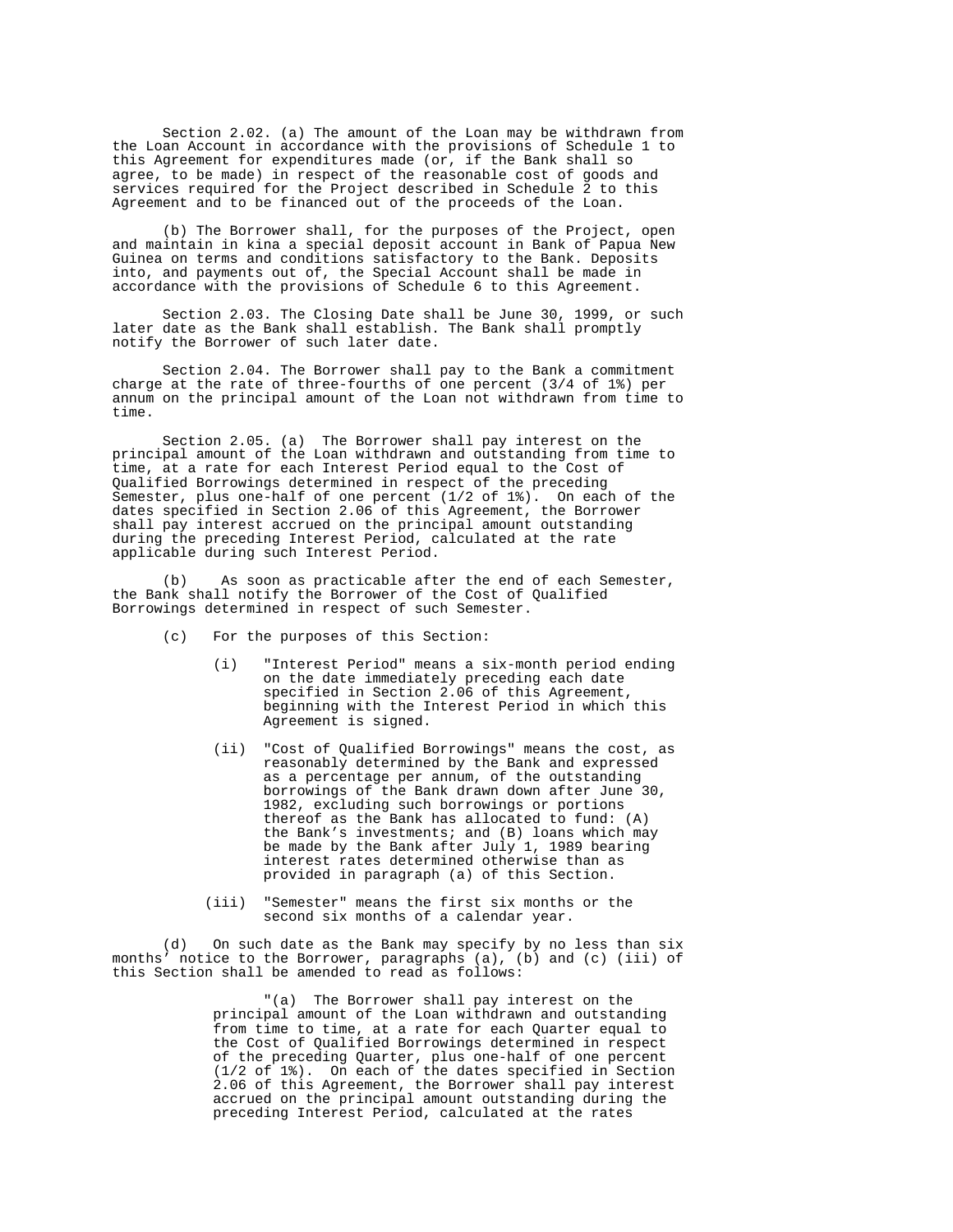Section 2.02. (a) The amount of the Loan may be withdrawn from the Loan Account in accordance with the provisions of Schedule 1 to this Agreement for expenditures made (or, if the Bank shall so agree, to be made) in respect of the reasonable cost of goods and services required for the Project described in Schedule 2 to this Agreement and to be financed out of the proceeds of the Loan.

(b) The Borrower shall, for the purposes of the Project, open and maintain in kina a special deposit account in Bank of Papua New Guinea on terms and conditions satisfactory to the Bank. Deposits into, and payments out of, the Special Account shall be made in accordance with the provisions of Schedule 6 to this Agreement.

Section 2.03. The Closing Date shall be June 30, 1999, or such later date as the Bank shall establish. The Bank shall promptly notify the Borrower of such later date.

Section 2.04. The Borrower shall pay to the Bank a commitment charge at the rate of three-fourths of one percent (3/4 of 1%) per annum on the principal amount of the Loan not withdrawn from time to time.

Section 2.05. (a) The Borrower shall pay interest on the principal amount of the Loan withdrawn and outstanding from time to time, at a rate for each Interest Period equal to the Cost of Qualified Borrowings determined in respect of the preceding Semester, plus one-half of one percent (1/2 of 1%). On each of the dates specified in Section 2.06 of this Agreement, the Borrower shall pay interest accrued on the principal amount outstanding during the preceding Interest Period, calculated at the rate applicable during such Interest Period.

(b) As soon as practicable after the end of each Semester, the Bank shall notify the Borrower of the Cost of Qualified Borrowings determined in respect of such Semester.

(c) For the purposes of this Section:

(i) "Interest Period" means a six-month period ending on the date immediately preceding each date specified in Section 2.06 of this Agreement, beginning with the Interest Period in which this Agreement is signed.

(ii) "Cost of Qualified Borrowings" means the cost, as reasonably determined by the Bank and expressed as a percentage per annum, of the outstanding borrowings of the Bank drawn down after June 30, 1982, excluding such borrowings or portions thereof as the Bank has allocated to fund: (A) the Bank's investments; and (B) loans which may be made by the Bank after July 1, 1989 bearing interest rates determined otherwise than as provided in paragraph (a) of this Section.

(iii) "Semester" means the first six months or the second six months of a calendar year.

(d) On such date as the Bank may specify by no less than six months' notice to the Borrower, paragraphs (a), (b) and (c) (iii) of this Section shall be amended to read as follows:

"(a) The Borrower shall pay interest on the principal amount of the Loan withdrawn and outstanding from time to time, at a rate for each Quarter equal to the Cost of Qualified Borrowings determined in respect of the preceding Quarter, plus one-half of one percent (1/2 of 1%). On each of the dates specified in Section 2.06 of this Agreement, the Borrower shall pay interest accrued on the principal amount outstanding during the preceding Interest Period, calculated at the rates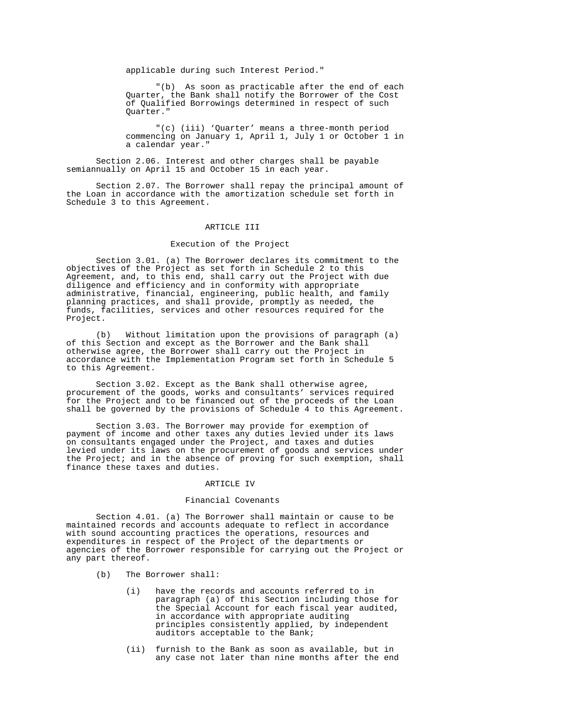applicable during such Interest Period."

"(b) As soon as practicable after the end of each Quarter, the Bank shall notify the Borrower of the Cost of Qualified Borrowings determined in respect of such Quarter."

"(c) (iii) 'Quarter' means a three-month period commencing on January 1, April 1, July 1 or October 1 in a calendar year."

Section 2.06. Interest and other charges shall be payable semiannually on April 15 and October 15 in each year.

Section 2.07. The Borrower shall repay the principal amount of the Loan in accordance with the amortization schedule set forth in Schedule 3 to this Agreement.

## ARTICLE III

### Execution of the Project

Section 3.01. (a) The Borrower declares its commitment to the objectives of the Project as set forth in Schedule 2 to this Agreement, and, to this end, shall carry out the Project with due diligence and efficiency and in conformity with appropriate administrative, financial, engineering, public health, and family planning practices, and shall provide, promptly as needed, the funds, facilities, services and other resources required for the Project.

(b) Without limitation upon the provisions of paragraph (a) of this Section and except as the Borrower and the Bank shall otherwise agree, the Borrower shall carry out the Project in accordance with the Implementation Program set forth in Schedule 5 to this Agreement.

Section 3.02. Except as the Bank shall otherwise agree, procurement of the goods, works and consultants' services required for the Project and to be financed out of the proceeds of the Loan shall be governed by the provisions of Schedule 4 to this Agreement.

Section 3.03. The Borrower may provide for exemption of payment of income and other taxes any duties levied under its laws on consultants engaged under the Project, and taxes and duties levied under its laws on the procurement of goods and services under the Project; and in the absence of proving for such exemption, shall finance these taxes and duties.

## ARTICLE IV

### Financial Covenants

Section 4.01. (a) The Borrower shall maintain or cause to be maintained records and accounts adequate to reflect in accordance with sound accounting practices the operations, resources and expenditures in respect of the Project of the departments or agencies of the Borrower responsible for carrying out the Project or any part thereof.

(b) The Borrower shall:

(i) have the records and accounts referred to in paragraph (a) of this Section including those for the Special Account for each fiscal year audited, in accordance with appropriate auditing principles consistently applied, by independent auditors acceptable to the Bank;

(ii) furnish to the Bank as soon as available, but in any case not later than nine months after the end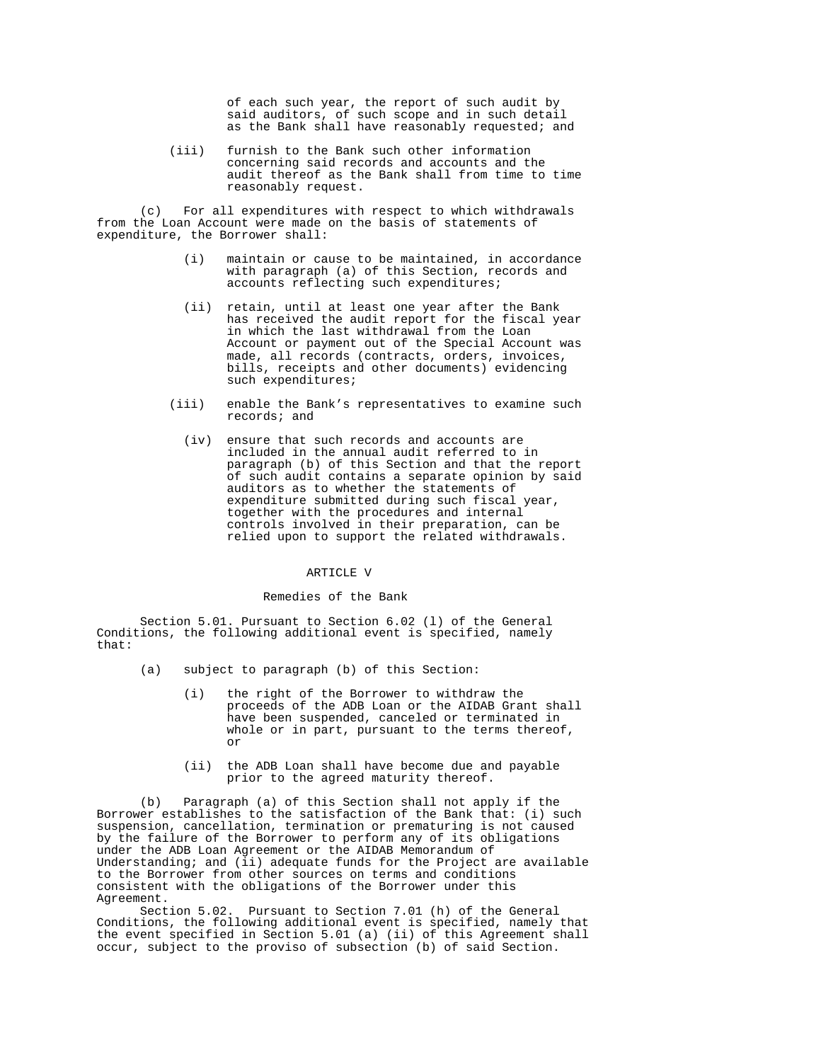of each such year, the report of such audit by said auditors, of such scope and in such detail as the Bank shall have reasonably requested; and

(iii) furnish to the Bank such other information concerning said records and accounts and the audit thereof as the Bank shall from time to time reasonably request.

(c) For all expenditures with respect to which withdrawals from the Loan Account were made on the basis of statements of expenditure, the Borrower shall:

(i) maintain or cause to be maintained, in accordance with paragraph (a) of this Section, records and accounts reflecting such expenditures;

(ii) retain, until at least one year after the Bank has received the audit report for the fiscal year in which the last withdrawal from the Loan Account or payment out of the Special Account was made, all records (contracts, orders, invoices, bills, receipts and other documents) evidencing such expenditures;

(iii) enable the Bank's representatives to examine such records; and

(iv) ensure that such records and accounts are included in the annual audit referred to in paragraph (b) of this Section and that the report of such audit contains a separate opinion by said auditors as to whether the statements of expenditure submitted during such fiscal year, together with the procedures and internal controls involved in their preparation, can be relied upon to support the related withdrawals.

## ARTICLE V

### Remedies of the Bank

Section 5.01. Pursuant to Section 6.02 (l) of the General Conditions, the following additional event is specified, namely that:

(a) subject to paragraph (b) of this Section:

(i) the right of the Borrower to withdraw the proceeds of the ADB Loan or the AIDAB Grant shall have been suspended, canceled or terminated in whole or in part, pursuant to the terms thereof, or

(ii) the ADB Loan shall have become due and payable prior to the agreed maturity thereof.

(b) Paragraph (a) of this Section shall not apply if the Borrower establishes to the satisfaction of the Bank that: (i) such suspension, cancellation, termination or prematuring is not caused by the failure of the Borrower to perform any of its obligations under the ADB Loan Agreement or the AIDAB Memorandum of Understanding; and (ii) adequate funds for the Project are available to the Borrower from other sources on terms and conditions consistent with the obligations of the Borrower under this Agreement.

Section 5.02. Pursuant to Section 7.01 (h) of the General Conditions, the following additional event is specified, namely that the event specified in Section 5.01 (a) (ii) of this Agreement shall occur, subject to the proviso of subsection (b) of said Section.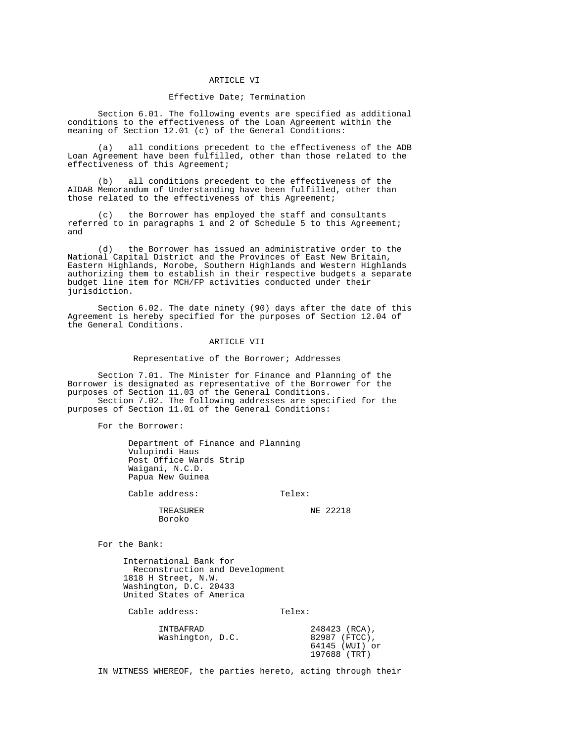## ARTICLE VI

### Effective Date; Termination

Section 6.01. The following events are specified as additional conditions to the effectiveness of the Loan Agreement within the meaning of Section 12.01 (c) of the General Conditions:

(a) all conditions precedent to the effectiveness of the ADB Loan Agreement have been fulfilled, other than those related to the effectiveness of this Agreement;

(b) all conditions precedent to the effectiveness of the AIDAB Memorandum of Understanding have been fulfilled, other than those related to the effectiveness of this Agreement;

(c) the Borrower has employed the staff and consultants referred to in paragraphs 1 and 2 of Schedule 5 to this Agreement; and

(d) the Borrower has issued an administrative order to the National Capital District and the Provinces of East New Britain, Eastern Highlands, Morobe, Southern Highlands and Western Highlands authorizing them to establish in their respective budgets a separate budget line item for MCH/FP activities conducted under their jurisdiction.

Section 6.02. The date ninety (90) days after the date of this Agreement is hereby specified for the purposes of Section 12.04 of the General Conditions.

## ARTICLE VII

### Representative of the Borrower; Addresses

Section 7.01. The Minister for Finance and Planning of the Borrower is designated as representative of the Borrower for the purposes of Section 11.03 of the General Conditions.

Section 7.02. The following addresses are specified for the purposes of Section 11.01 of the General Conditions:

For the Borrower:

Department of Finance and Planning
Vulupindi Haus
Post Office Wards Strip
Waigani, N.C.D.
Papua New Guinea

| Cable address: | Telex: |
|---|---|
| TREASURER<br>Boroko | NE 22218 |

For the Bank:

International Bank for
Reconstruction and Development
1818 H Street, N.W.
Washington, D.C. 20433
United States of America

| Cable address: | Telex: |
|---|---|
| INTBAFRAD<br>Washington, D.C. | 248423 (RCA),<br>82987 (FTCC),<br>64145 (WUI) or<br>197688 (TRT) |

IN WITNESS WHEREOF, the parties hereto, acting through their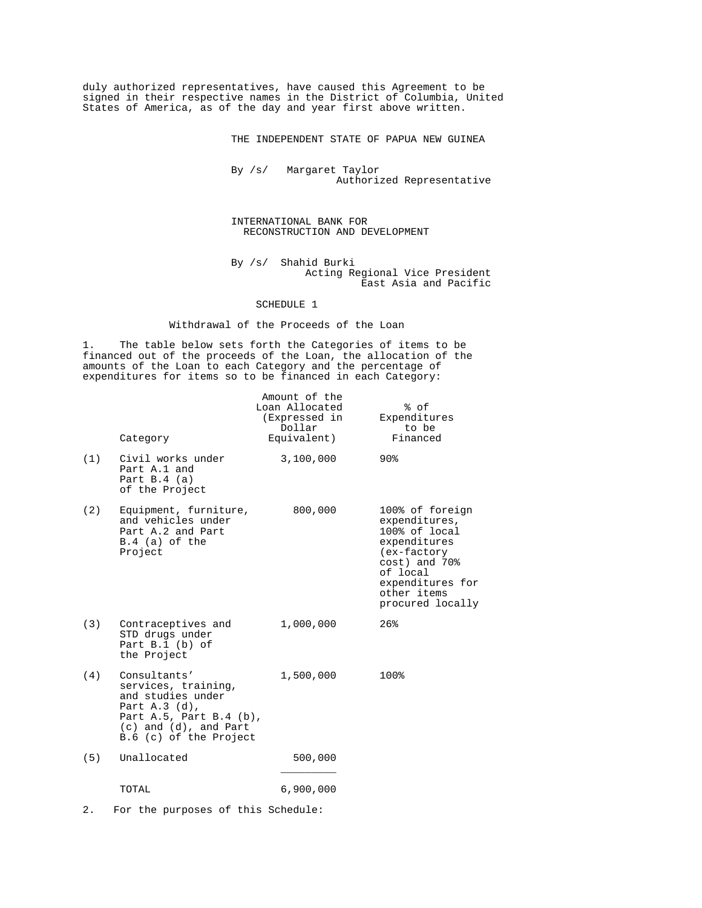duly authorized representatives, have caused this Agreement to be signed in their respective names in the District of Columbia, United States of America, as of the day and year first above written.

THE INDEPENDENT STATE OF PAPUA NEW GUINEA

By /s/ Margaret Taylor
Authorized Representative

INTERNATIONAL BANK FOR
RECONSTRUCTION AND DEVELOPMENT

By /s/ Shahid Burki
Acting Regional Vice President
East Asia and Pacific

## SCHEDULE 1

### Withdrawal of the Proceeds of the Loan

1. The table below sets forth the Categories of items to be financed out of the proceeds of the Loan, the allocation of the amounts of the Loan to each Category and the percentage of expenditures for items so to be financed in each Category:

| | Category | Amount of the Loan Allocated (Expressed in Dollar Equivalent) | % of Expenditures to be Financed |
|---|---|---|---|
| (1) | Civil works under Part A.1 and Part B.4 (a) of the Project | 3,100,000 | 90% |
| (2) | Equipment, furniture, and vehicles under Part A.2 and Part B.4 (a) of the Project | 800,000 | 100% of foreign expenditures, 100% of local expenditures (ex-factory cost) and 70% of local expenditures for other items procured locally |
| (3) | Contraceptives and STD drugs under Part B.1 (b) of the Project | 1,000,000 | 26% |
| (4) | Consultants' services, training, and studies under Part A.3 (d), Part A.5, Part B.4 (b), (c) and (d), and Part B.6 (c) of the Project | 1,500,000 | 100% |
| (5) | Unallocated | 500,000 | |
| | TOTAL | 6,900,000 | |

2. For the purposes of this Schedule: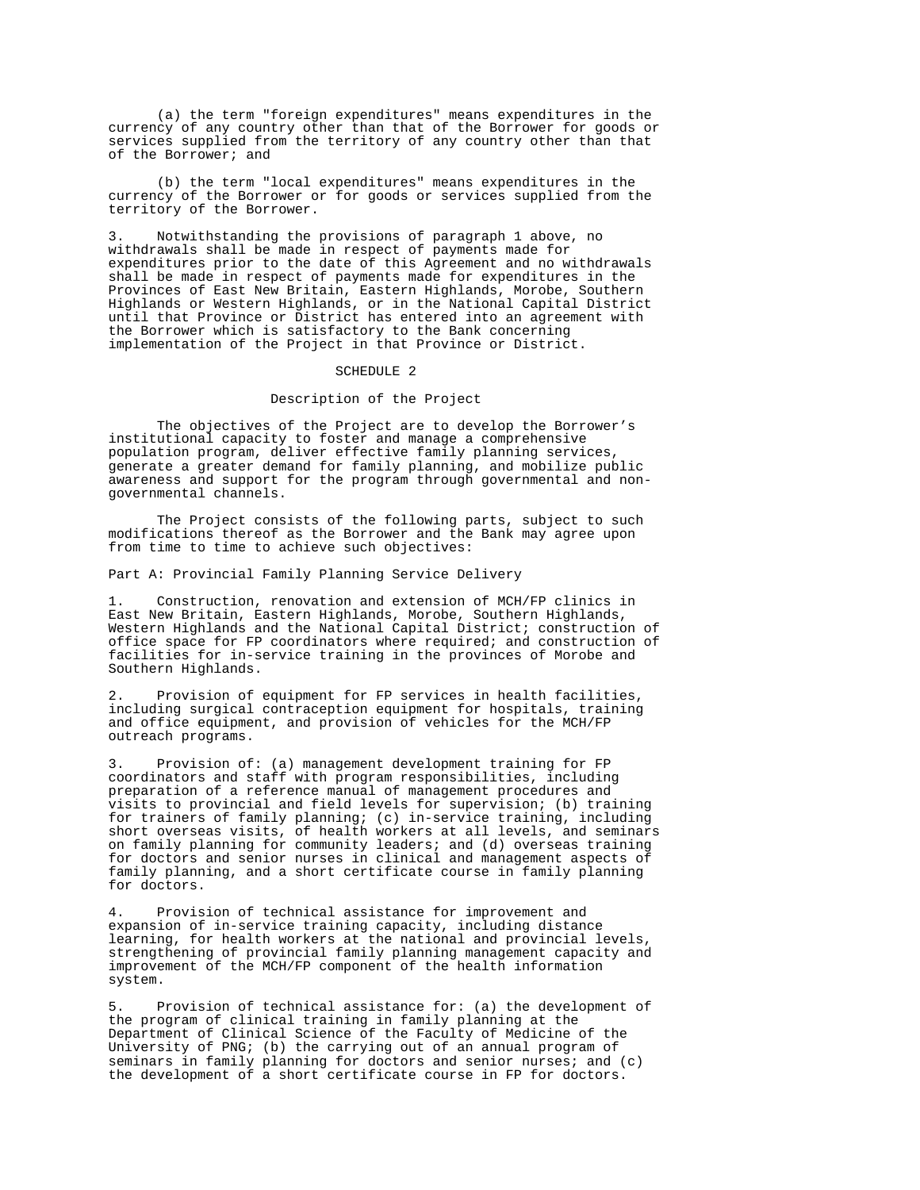(a) the term "foreign expenditures" means expenditures in the currency of any country other than that of the Borrower for goods or services supplied from the territory of any country other than that of the Borrower; and

(b) the term "local expenditures" means expenditures in the currency of the Borrower or for goods or services supplied from the territory of the Borrower.

3. Notwithstanding the provisions of paragraph 1 above, no withdrawals shall be made in respect of payments made for expenditures prior to the date of this Agreement and no withdrawals shall be made in respect of payments made for expenditures in the Provinces of East New Britain, Eastern Highlands, Morobe, Southern Highlands or Western Highlands, or in the National Capital District until that Province or District has entered into an agreement with the Borrower which is satisfactory to the Bank concerning implementation of the Project in that Province or District.

## SCHEDULE 2

### Description of the Project

The objectives of the Project are to develop the Borrower's institutional capacity to foster and manage a comprehensive population program, deliver effective family planning services, generate a greater demand for family planning, and mobilize public awareness and support for the program through governmental and non-governmental channels.

The Project consists of the following parts, subject to such modifications thereof as the Borrower and the Bank may agree upon from time to time to achieve such objectives:

Part A: Provincial Family Planning Service Delivery

1. Construction, renovation and extension of MCH/FP clinics in East New Britain, Eastern Highlands, Morobe, Southern Highlands, Western Highlands and the National Capital District; construction of office space for FP coordinators where required; and construction of facilities for in-service training in the provinces of Morobe and Southern Highlands.

2. Provision of equipment for FP services in health facilities, including surgical contraception equipment for hospitals, training and office equipment, and provision of vehicles for the MCH/FP outreach programs.

3. Provision of: (a) management development training for FP coordinators and staff with program responsibilities, including preparation of a reference manual of management procedures and visits to provincial and field levels for supervision; (b) training for trainers of family planning; (c) in-service training, including short overseas visits, of health workers at all levels, and seminars on family planning for community leaders; and (d) overseas training for doctors and senior nurses in clinical and management aspects of family planning, and a short certificate course in family planning for doctors.

4. Provision of technical assistance for improvement and expansion of in-service training capacity, including distance learning, for health workers at the national and provincial levels, strengthening of provincial family planning management capacity and improvement of the MCH/FP component of the health information system.

5. Provision of technical assistance for: (a) the development of the program of clinical training in family planning at the Department of Clinical Science of the Faculty of Medicine of the University of PNG; (b) the carrying out of an annual program of seminars in family planning for doctors and senior nurses; and (c) the development of a short certificate course in FP for doctors.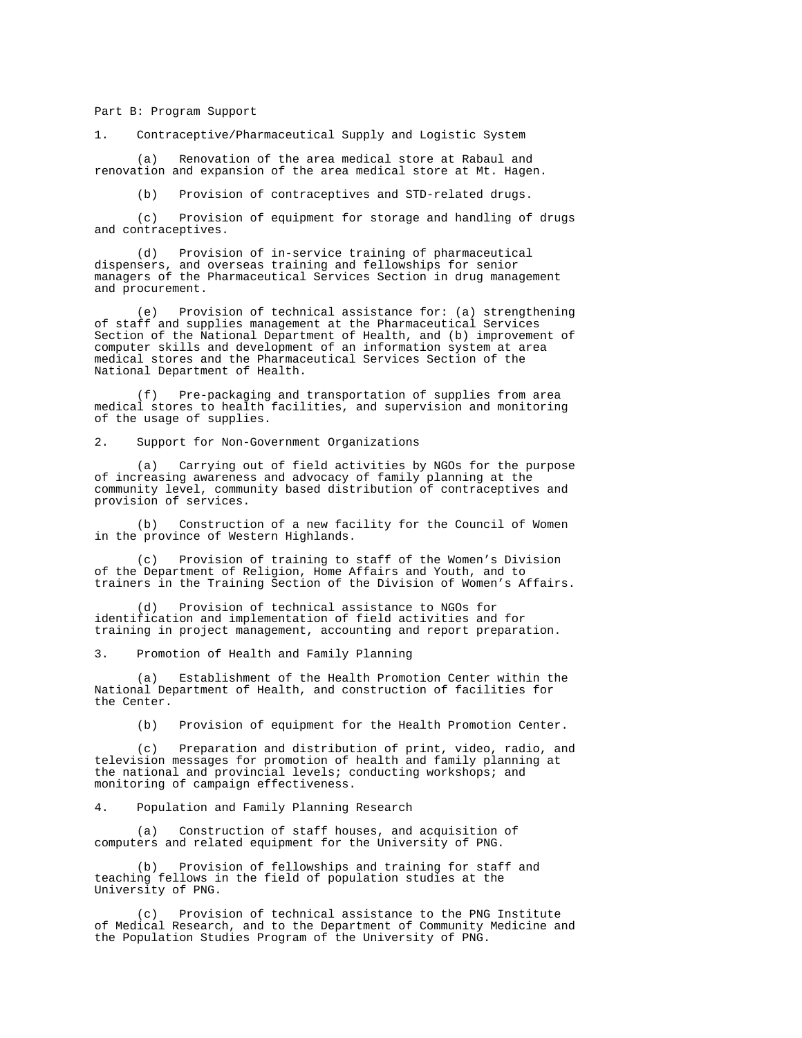Part B: Program Support

1. Contraceptive/Pharmaceutical Supply and Logistic System

(a) Renovation of the area medical store at Rabaul and renovation and expansion of the area medical store at Mt. Hagen.

(b) Provision of contraceptives and STD-related drugs.

(c) Provision of equipment for storage and handling of drugs and contraceptives.

(d) Provision of in-service training of pharmaceutical dispensers, and overseas training and fellowships for senior managers of the Pharmaceutical Services Section in drug management and procurement.

(e) Provision of technical assistance for: (a) strengthening of staff and supplies management at the Pharmaceutical Services Section of the National Department of Health, and (b) improvement of computer skills and development of an information system at area medical stores and the Pharmaceutical Services Section of the National Department of Health.

(f) Pre-packaging and transportation of supplies from area medical stores to health facilities, and supervision and monitoring of the usage of supplies.

2. Support for Non-Government Organizations

(a) Carrying out of field activities by NGOs for the purpose of increasing awareness and advocacy of family planning at the community level, community based distribution of contraceptives and provision of services.

(b) Construction of a new facility for the Council of Women in the province of Western Highlands.

(c) Provision of training to staff of the Women's Division of the Department of Religion, Home Affairs and Youth, and to trainers in the Training Section of the Division of Women's Affairs.

(d) Provision of technical assistance to NGOs for identification and implementation of field activities and for training in project management, accounting and report preparation.

3. Promotion of Health and Family Planning

(a) Establishment of the Health Promotion Center within the National Department of Health, and construction of facilities for the Center.

(b) Provision of equipment for the Health Promotion Center.

(c) Preparation and distribution of print, video, radio, and television messages for promotion of health and family planning at the national and provincial levels; conducting workshops; and monitoring of campaign effectiveness.

4. Population and Family Planning Research

(a) Construction of staff houses, and acquisition of computers and related equipment for the University of PNG.

(b) Provision of fellowships and training for staff and teaching fellows in the field of population studies at the University of PNG.

(c) Provision of technical assistance to the PNG Institute of Medical Research, and to the Department of Community Medicine and the Population Studies Program of the University of PNG.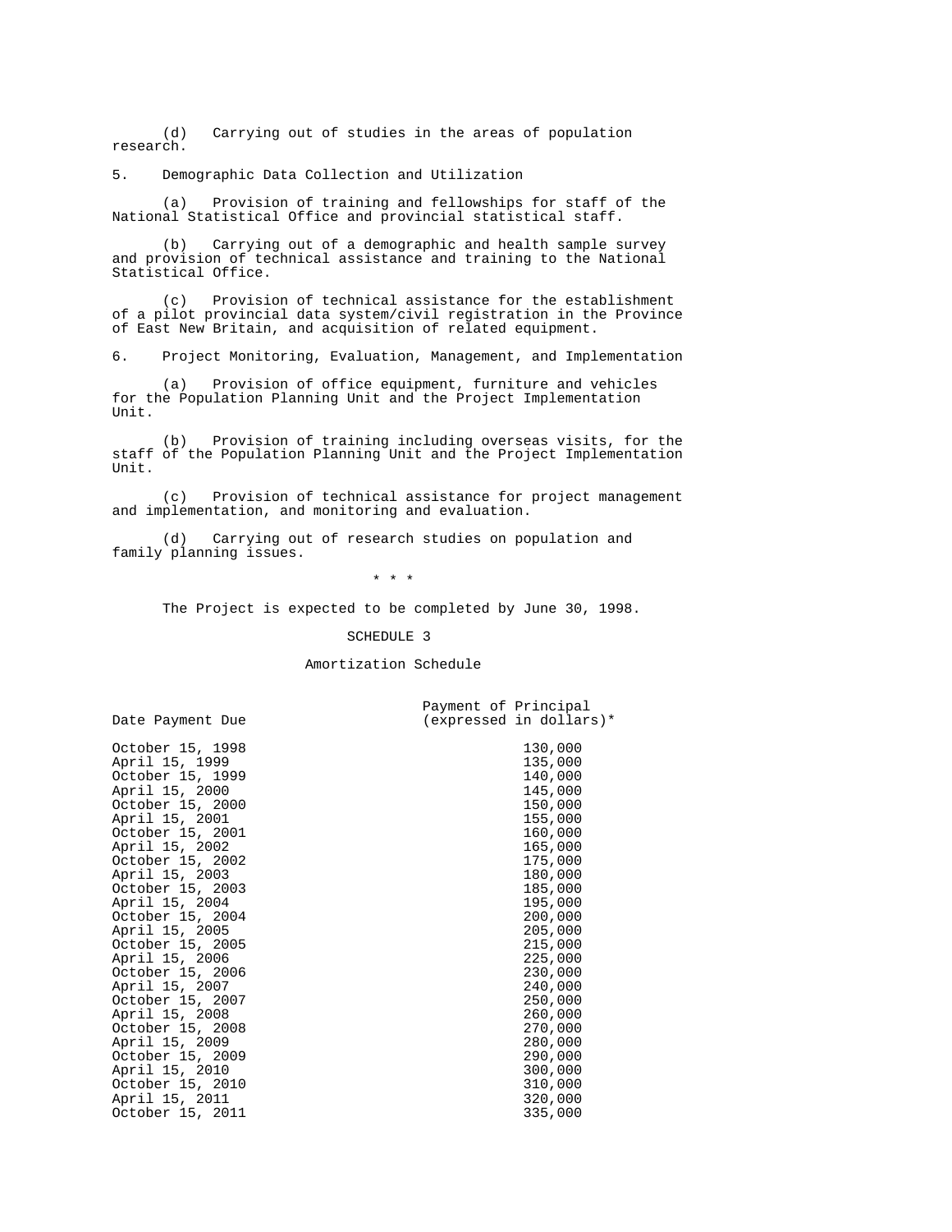(d) Carrying out of studies in the areas of population research.

5. Demographic Data Collection and Utilization

(a) Provision of training and fellowships for staff of the National Statistical Office and provincial statistical staff.

(b) Carrying out of a demographic and health sample survey and provision of technical assistance and training to the National Statistical Office.

(c) Provision of technical assistance for the establishment of a pilot provincial data system/civil registration in the Province of East New Britain, and acquisition of related equipment.

6. Project Monitoring, Evaluation, Management, and Implementation

(a) Provision of office equipment, furniture and vehicles for the Population Planning Unit and the Project Implementation Unit.

(b) Provision of training including overseas visits, for the staff of the Population Planning Unit and the Project Implementation Unit.

(c) Provision of technical assistance for project management and implementation, and monitoring and evaluation.

(d) Carrying out of research studies on population and family planning issues.

\* \* \*

The Project is expected to be completed by June 30, 1998.

## SCHEDULE 3

### Amortization Schedule

| Date Payment Due | Payment of Principal (expressed in dollars)* |
|---|---|
| October 15, 1998 | 130,000 |
| April 15, 1999 | 135,000 |
| October 15, 1999 | 140,000 |
| April 15, 2000 | 145,000 |
| October 15, 2000 | 150,000 |
| April 15, 2001 | 155,000 |
| October 15, 2001 | 160,000 |
| April 15, 2002 | 165,000 |
| October 15, 2002 | 175,000 |
| April 15, 2003 | 180,000 |
| October 15, 2003 | 185,000 |
| April 15, 2004 | 195,000 |
| October 15, 2004 | 200,000 |
| April 15, 2005 | 205,000 |
| October 15, 2005 | 215,000 |
| April 15, 2006 | 225,000 |
| October 15, 2006 | 230,000 |
| April 15, 2007 | 240,000 |
| October 15, 2007 | 250,000 |
| April 15, 2008 | 260,000 |
| October 15, 2008 | 270,000 |
| April 15, 2009 | 280,000 |
| October 15, 2009 | 290,000 |
| April 15, 2010 | 300,000 |
| October 15, 2010 | 310,000 |
| April 15, 2011 | 320,000 |
| October 15, 2011 | 335,000 |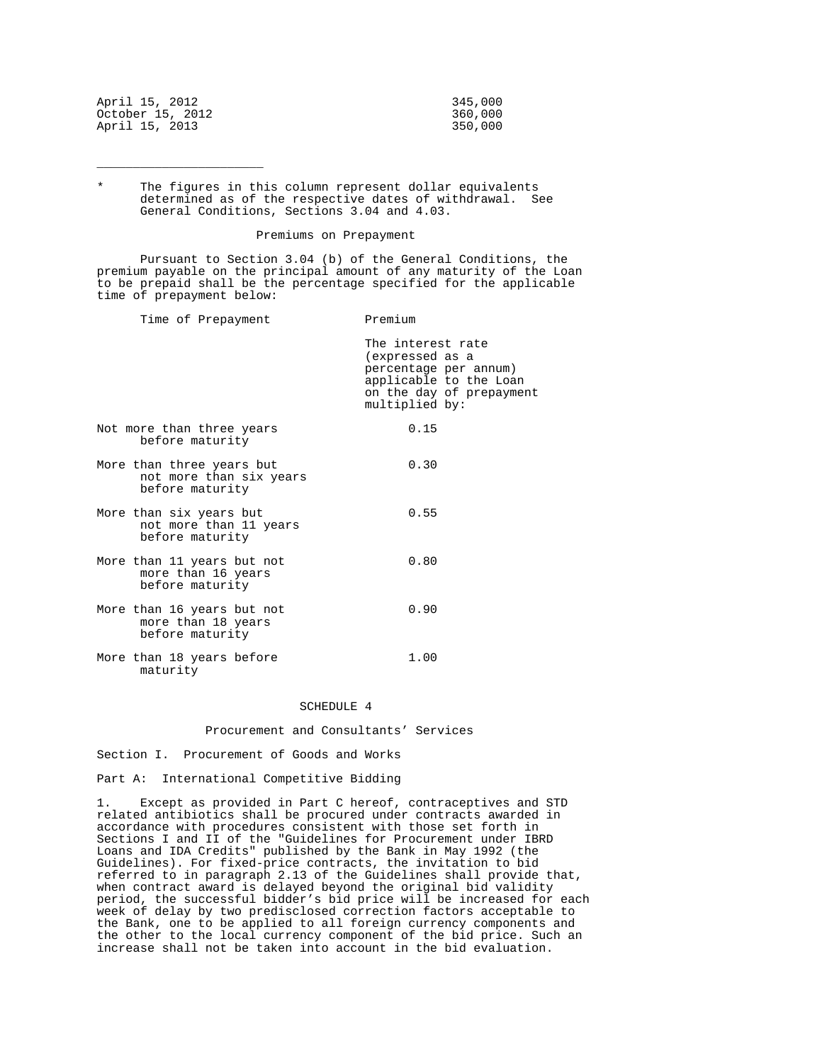| | |
|---|---|
| April 15, 2012 | 345,000 |
| October 15, 2012 | 360,000 |
| April 15, 2013 | 350,000 |

_______________________

\* The figures in this column represent dollar equivalents determined as of the respective dates of withdrawal. See General Conditions, Sections 3.04 and 4.03.

### Premiums on Prepayment

Pursuant to Section 3.04 (b) of the General Conditions, the premium payable on the principal amount of any maturity of the Loan to be prepaid shall be the percentage specified for the applicable time of prepayment below:

| Time of Prepayment | Premium<br><br>The interest rate (expressed as a percentage per annum) applicable to the Loan on the day of prepayment multiplied by: |
|---|---|
| Not more than three years before maturity | 0.15 |
| More than three years but not more than six years before maturity | 0.30 |
| More than six years but not more than 11 years before maturity | 0.55 |
| More than 11 years but not more than 16 years before maturity | 0.80 |
| More than 16 years but not more than 18 years before maturity | 0.90 |
| More than 18 years before maturity | 1.00 |

## SCHEDULE 4

### Procurement and Consultants' Services

Section I. Procurement of Goods and Works

Part A: International Competitive Bidding

1. Except as provided in Part C hereof, contraceptives and STD related antibiotics shall be procured under contracts awarded in accordance with procedures consistent with those set forth in Sections I and II of the "Guidelines for Procurement under IBRD Loans and IDA Credits" published by the Bank in May 1992 (the Guidelines). For fixed-price contracts, the invitation to bid referred to in paragraph 2.13 of the Guidelines shall provide that, when contract award is delayed beyond the original bid validity period, the successful bidder's bid price will be increased for each week of delay by two predisclosed correction factors acceptable to the Bank, one to be applied to all foreign currency components and the other to the local currency component of the bid price. Such an increase shall not be taken into account in the bid evaluation.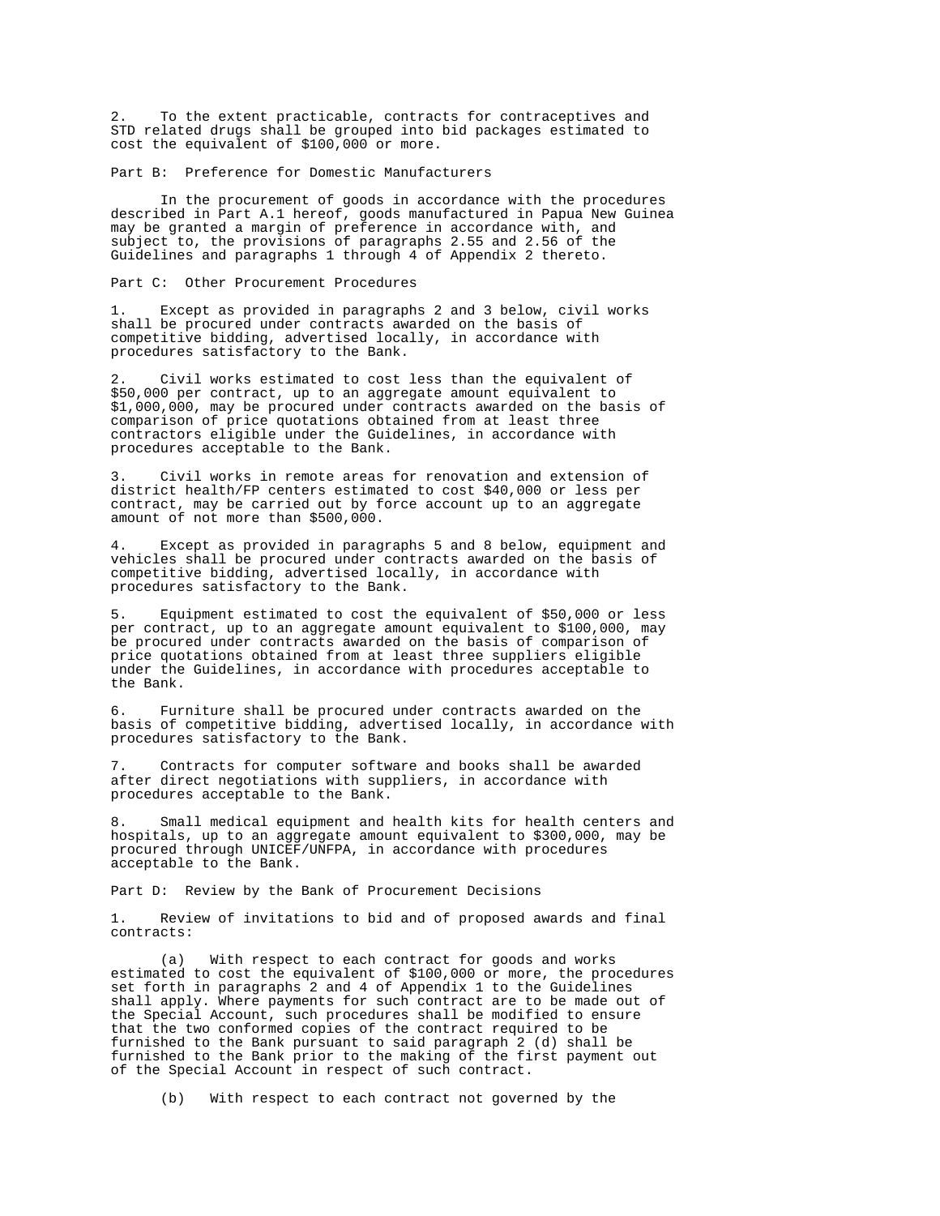2. To the extent practicable, contracts for contraceptives and STD related drugs shall be grouped into bid packages estimated to cost the equivalent of $100,000 or more.

Part B: Preference for Domestic Manufacturers

In the procurement of goods in accordance with the procedures described in Part A.1 hereof, goods manufactured in Papua New Guinea may be granted a margin of preference in accordance with, and subject to, the provisions of paragraphs 2.55 and 2.56 of the Guidelines and paragraphs 1 through 4 of Appendix 2 thereto.

Part C: Other Procurement Procedures

1. Except as provided in paragraphs 2 and 3 below, civil works shall be procured under contracts awarded on the basis of competitive bidding, advertised locally, in accordance with procedures satisfactory to the Bank.

2. Civil works estimated to cost less than the equivalent of $50,000 per contract, up to an aggregate amount equivalent to $1,000,000, may be procured under contracts awarded on the basis of comparison of price quotations obtained from at least three contractors eligible under the Guidelines, in accordance with procedures acceptable to the Bank.

3. Civil works in remote areas for renovation and extension of district health/FP centers estimated to cost $40,000 or less per contract, may be carried out by force account up to an aggregate amount of not more than $500,000.

4. Except as provided in paragraphs 5 and 8 below, equipment and vehicles shall be procured under contracts awarded on the basis of competitive bidding, advertised locally, in accordance with procedures satisfactory to the Bank.

5. Equipment estimated to cost the equivalent of $50,000 or less per contract, up to an aggregate amount equivalent to $100,000, may be procured under contracts awarded on the basis of comparison of price quotations obtained from at least three suppliers eligible under the Guidelines, in accordance with procedures acceptable to the Bank.

6. Furniture shall be procured under contracts awarded on the basis of competitive bidding, advertised locally, in accordance with procedures satisfactory to the Bank.

7. Contracts for computer software and books shall be awarded after direct negotiations with suppliers, in accordance with procedures acceptable to the Bank.

8. Small medical equipment and health kits for health centers and hospitals, up to an aggregate amount equivalent to $300,000, may be procured through UNICEF/UNFPA, in accordance with procedures acceptable to the Bank.

Part D: Review by the Bank of Procurement Decisions

1. Review of invitations to bid and of proposed awards and final contracts:

(a) With respect to each contract for goods and works estimated to cost the equivalent of $100,000 or more, the procedures set forth in paragraphs 2 and 4 of Appendix 1 to the Guidelines shall apply. Where payments for such contract are to be made out of the Special Account, such procedures shall be modified to ensure that the two conformed copies of the contract required to be furnished to the Bank pursuant to said paragraph 2 (d) shall be furnished to the Bank prior to the making of the first payment out of the Special Account in respect of such contract.

(b) With respect to each contract not governed by the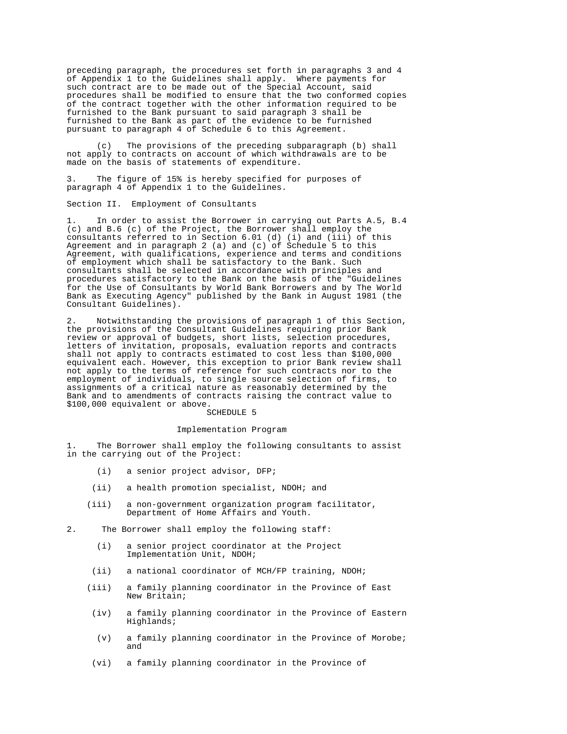preceding paragraph, the procedures set forth in paragraphs 3 and 4 of Appendix 1 to the Guidelines shall apply. Where payments for such contract are to be made out of the Special Account, said procedures shall be modified to ensure that the two conformed copies of the contract together with the other information required to be furnished to the Bank pursuant to said paragraph 3 shall be furnished to the Bank as part of the evidence to be furnished pursuant to paragraph 4 of Schedule 6 to this Agreement.

(c) The provisions of the preceding subparagraph (b) shall not apply to contracts on account of which withdrawals are to be made on the basis of statements of expenditure.

3. The figure of 15% is hereby specified for purposes of paragraph 4 of Appendix 1 to the Guidelines.

Section II. Employment of Consultants

1. In order to assist the Borrower in carrying out Parts A.5, B.4 (c) and B.6 (c) of the Project, the Borrower shall employ the consultants referred to in Section 6.01 (d) (i) and (iii) of this Agreement and in paragraph 2 (a) and (c) of Schedule 5 to this Agreement, with qualifications, experience and terms and conditions of employment which shall be satisfactory to the Bank. Such consultants shall be selected in accordance with principles and procedures satisfactory to the Bank on the basis of the "Guidelines for the Use of Consultants by World Bank Borrowers and by The World Bank as Executing Agency" published by the Bank in August 1981 (the Consultant Guidelines).

2. Notwithstanding the provisions of paragraph 1 of this Section, the provisions of the Consultant Guidelines requiring prior Bank review or approval of budgets, short lists, selection procedures, letters of invitation, proposals, evaluation reports and contracts shall not apply to contracts estimated to cost less than $100,000 equivalent each. However, this exception to prior Bank review shall not apply to the terms of reference for such contracts nor to the employment of individuals, to single source selection of firms, to assignments of a critical nature as reasonably determined by the Bank and to amendments of contracts raising the contract value to $100,000 equivalent or above.

SCHEDULE 5

Implementation Program

1. The Borrower shall employ the following consultants to assist in the carrying out of the Project:

(i) a senior project advisor, DFP;

(ii) a health promotion specialist, NDOH; and

(iii) a non-government organization program facilitator, Department of Home Affairs and Youth.

2. The Borrower shall employ the following staff:

(i) a senior project coordinator at the Project Implementation Unit, NDOH;

(ii) a national coordinator of MCH/FP training, NDOH;

(iii) a family planning coordinator in the Province of East New Britain;

(iv) a family planning coordinator in the Province of Eastern Highlands;

(v) a family planning coordinator in the Province of Morobe; and

(vi) a family planning coordinator in the Province of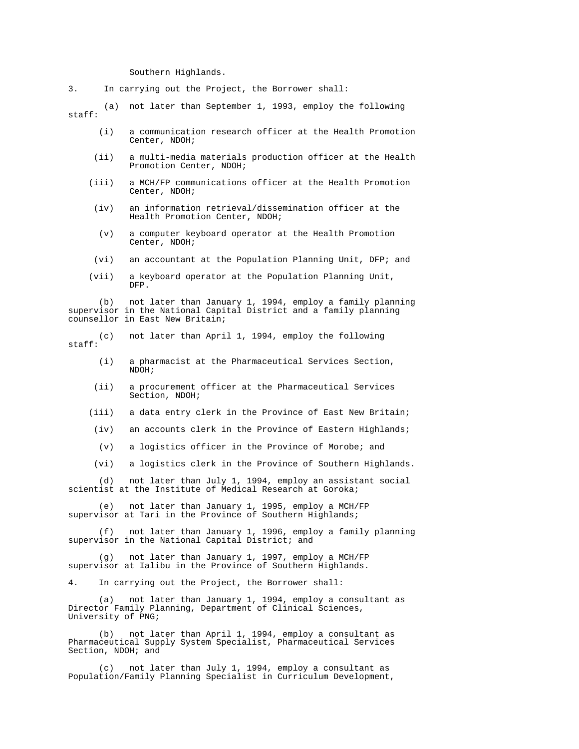Southern Highlands.

3. In carrying out the Project, the Borrower shall:

(a) not later than September 1, 1993, employ the following staff:

(i) a communication research officer at the Health Promotion Center, NDOH;

(ii) a multi-media materials production officer at the Health Promotion Center, NDOH;

(iii) a MCH/FP communications officer at the Health Promotion Center, NDOH;

(iv) an information retrieval/dissemination officer at the Health Promotion Center, NDOH;

(v) a computer keyboard operator at the Health Promotion Center, NDOH;

(vi) an accountant at the Population Planning Unit, DFP; and

(vii) a keyboard operator at the Population Planning Unit, DFP.

(b) not later than January 1, 1994, employ a family planning supervisor in the National Capital District and a family planning counsellor in East New Britain;

(c) not later than April 1, 1994, employ the following staff:

(i) a pharmacist at the Pharmaceutical Services Section, NDOH;

(ii) a procurement officer at the Pharmaceutical Services Section, NDOH;

(iii) a data entry clerk in the Province of East New Britain;

(iv) an accounts clerk in the Province of Eastern Highlands;

(v) a logistics officer in the Province of Morobe; and

(vi) a logistics clerk in the Province of Southern Highlands.

(d) not later than July 1, 1994, employ an assistant social scientist at the Institute of Medical Research at Goroka;

(e) not later than January 1, 1995, employ a MCH/FP supervisor at Tari in the Province of Southern Highlands;

(f) not later than January 1, 1996, employ a family planning supervisor in the National Capital District; and

(g) not later than January 1, 1997, employ a MCH/FP supervisor at Ialibu in the Province of Southern Highlands.

4. In carrying out the Project, the Borrower shall:

(a) not later than January 1, 1994, employ a consultant as Director Family Planning, Department of Clinical Sciences, University of PNG;

(b) not later than April 1, 1994, employ a consultant as Pharmaceutical Supply System Specialist, Pharmaceutical Services Section, NDOH; and

(c) not later than July 1, 1994, employ a consultant as Population/Family Planning Specialist in Curriculum Development,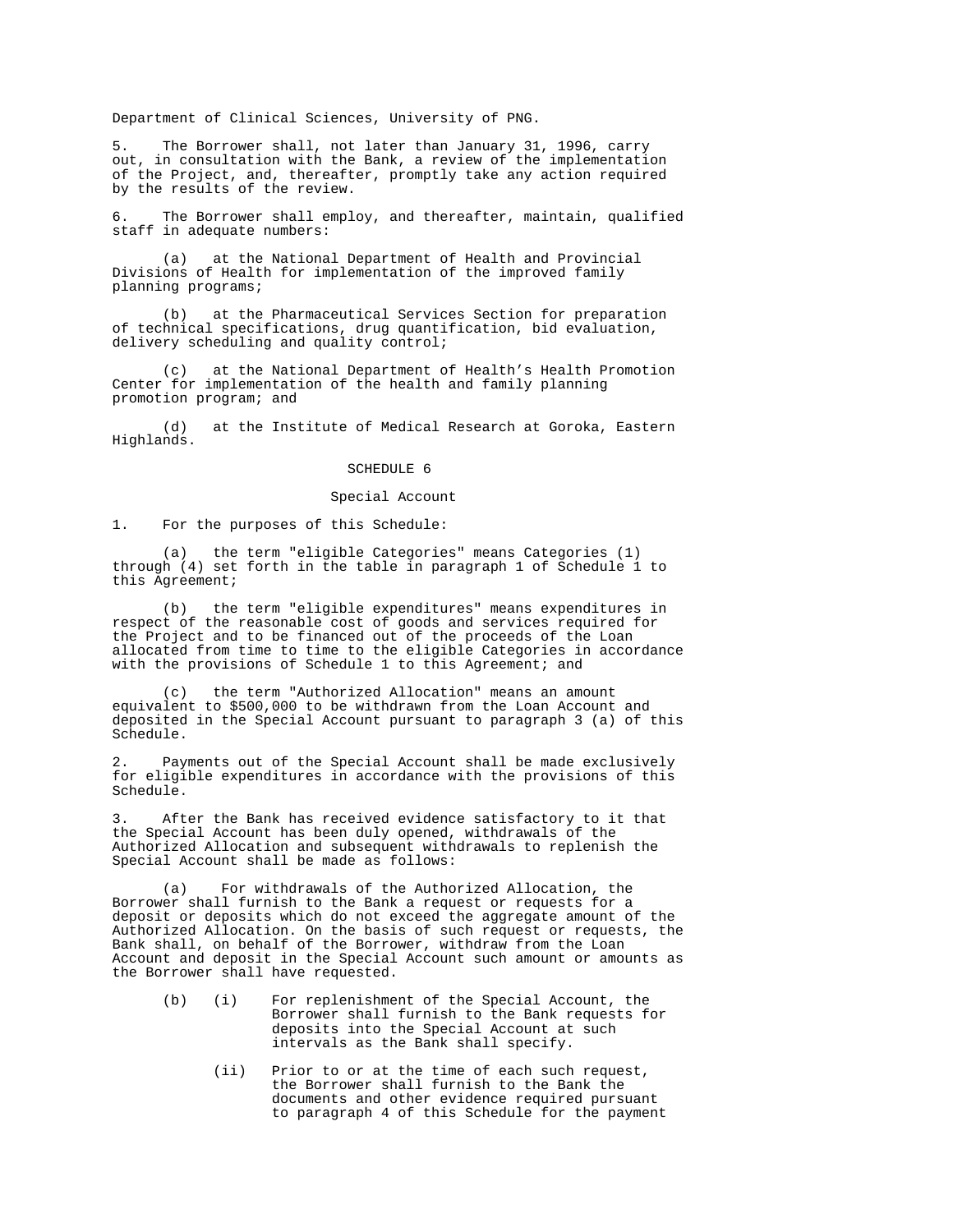Department of Clinical Sciences, University of PNG.

5. The Borrower shall, not later than January 31, 1996, carry out, in consultation with the Bank, a review of the implementation of the Project, and, thereafter, promptly take any action required by the results of the review.

6. The Borrower shall employ, and thereafter, maintain, qualified staff in adequate numbers:

(a) at the National Department of Health and Provincial Divisions of Health for implementation of the improved family planning programs;

(b) at the Pharmaceutical Services Section for preparation of technical specifications, drug quantification, bid evaluation, delivery scheduling and quality control;

(c) at the National Department of Health's Health Promotion Center for implementation of the health and family planning promotion program; and

(d) at the Institute of Medical Research at Goroka, Eastern Highlands.

## SCHEDULE 6

### Special Account

1. For the purposes of this Schedule:

(a) the term "eligible Categories" means Categories (1) through (4) set forth in the table in paragraph 1 of Schedule 1 to this Agreement;

(b) the term "eligible expenditures" means expenditures in respect of the reasonable cost of goods and services required for the Project and to be financed out of the proceeds of the Loan allocated from time to time to the eligible Categories in accordance with the provisions of Schedule 1 to this Agreement; and

(c) the term "Authorized Allocation" means an amount equivalent to $500,000 to be withdrawn from the Loan Account and deposited in the Special Account pursuant to paragraph 3 (a) of this Schedule.

2. Payments out of the Special Account shall be made exclusively for eligible expenditures in accordance with the provisions of this Schedule.

3. After the Bank has received evidence satisfactory to it that the Special Account has been duly opened, withdrawals of the Authorized Allocation and subsequent withdrawals to replenish the Special Account shall be made as follows:

(a) For withdrawals of the Authorized Allocation, the Borrower shall furnish to the Bank a request or requests for a deposit or deposits which do not exceed the aggregate amount of the Authorized Allocation. On the basis of such request or requests, the Bank shall, on behalf of the Borrower, withdraw from the Loan Account and deposit in the Special Account such amount or amounts as the Borrower shall have requested.

(b) (i) For replenishment of the Special Account, the Borrower shall furnish to the Bank requests for deposits into the Special Account at such intervals as the Bank shall specify.

(ii) Prior to or at the time of each such request, the Borrower shall furnish to the Bank the documents and other evidence required pursuant to paragraph 4 of this Schedule for the payment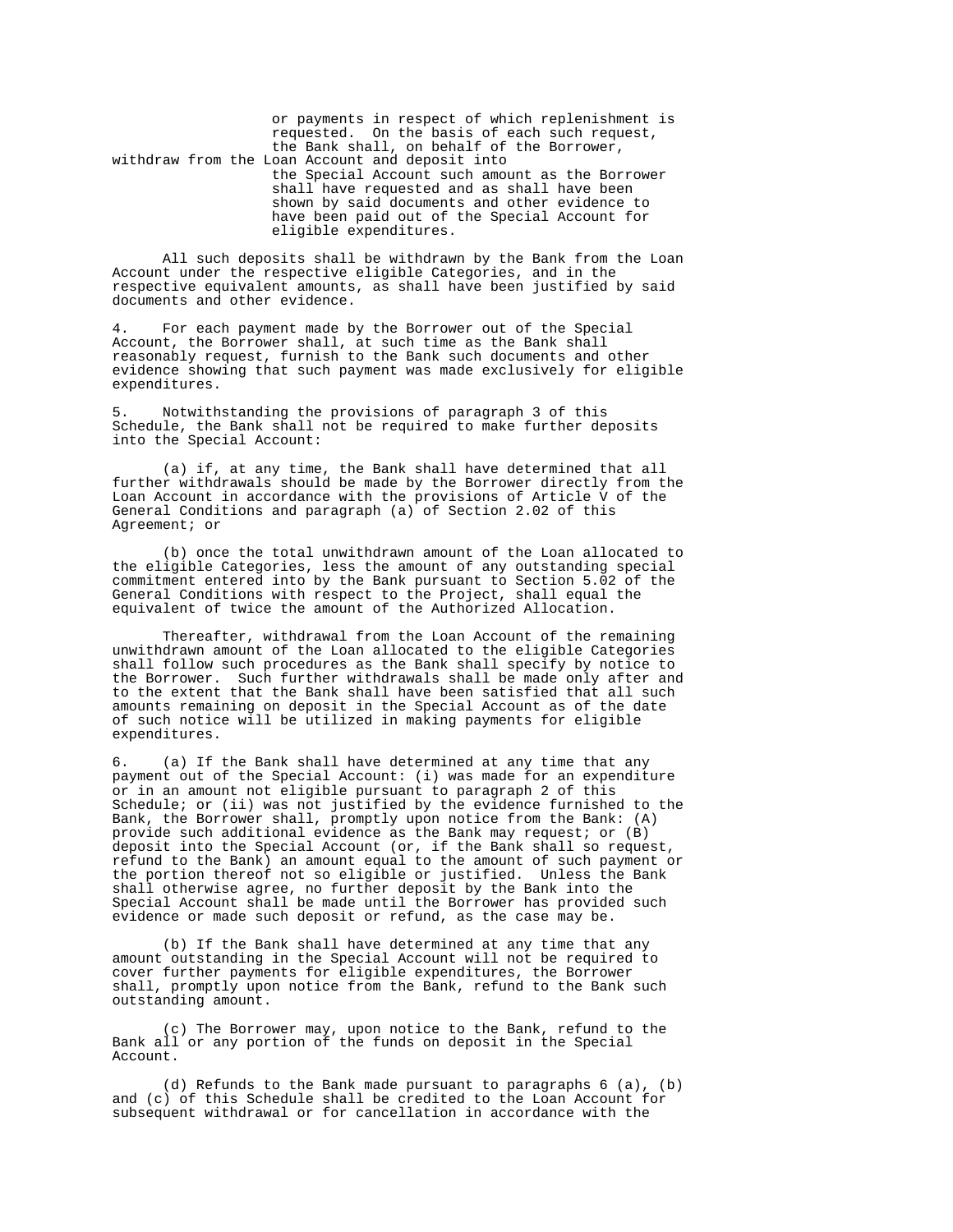or payments in respect of which replenishment is requested. On the basis of each such request, the Bank shall, on behalf of the Borrower, withdraw from the Loan Account and deposit into the Special Account such amount as the Borrower shall have requested and as shall have been shown by said documents and other evidence to have been paid out of the Special Account for eligible expenditures.

All such deposits shall be withdrawn by the Bank from the Loan Account under the respective eligible Categories, and in the respective equivalent amounts, as shall have been justified by said documents and other evidence.

4. For each payment made by the Borrower out of the Special Account, the Borrower shall, at such time as the Bank shall reasonably request, furnish to the Bank such documents and other evidence showing that such payment was made exclusively for eligible expenditures.

5. Notwithstanding the provisions of paragraph 3 of this Schedule, the Bank shall not be required to make further deposits into the Special Account:

(a) if, at any time, the Bank shall have determined that all further withdrawals should be made by the Borrower directly from the Loan Account in accordance with the provisions of Article V of the General Conditions and paragraph (a) of Section 2.02 of this Agreement; or

(b) once the total unwithdrawn amount of the Loan allocated to the eligible Categories, less the amount of any outstanding special commitment entered into by the Bank pursuant to Section 5.02 of the General Conditions with respect to the Project, shall equal the equivalent of twice the amount of the Authorized Allocation.

Thereafter, withdrawal from the Loan Account of the remaining unwithdrawn amount of the Loan allocated to the eligible Categories shall follow such procedures as the Bank shall specify by notice to the Borrower. Such further withdrawals shall be made only after and to the extent that the Bank shall have been satisfied that all such amounts remaining on deposit in the Special Account as of the date of such notice will be utilized in making payments for eligible expenditures.

6. (a) If the Bank shall have determined at any time that any payment out of the Special Account: (i) was made for an expenditure or in an amount not eligible pursuant to paragraph 2 of this Schedule; or (ii) was not justified by the evidence furnished to the Bank, the Borrower shall, promptly upon notice from the Bank: (A) provide such additional evidence as the Bank may request; or (B) deposit into the Special Account (or, if the Bank shall so request, refund to the Bank) an amount equal to the amount of such payment or the portion thereof not so eligible or justified. Unless the Bank shall otherwise agree, no further deposit by the Bank into the Special Account shall be made until the Borrower has provided such evidence or made such deposit or refund, as the case may be.

(b) If the Bank shall have determined at any time that any amount outstanding in the Special Account will not be required to cover further payments for eligible expenditures, the Borrower shall, promptly upon notice from the Bank, refund to the Bank such outstanding amount.

(c) The Borrower may, upon notice to the Bank, refund to the Bank all or any portion of the funds on deposit in the Special Account.

(d) Refunds to the Bank made pursuant to paragraphs 6 (a), (b) and (c) of this Schedule shall be credited to the Loan Account for subsequent withdrawal or for cancellation in accordance with the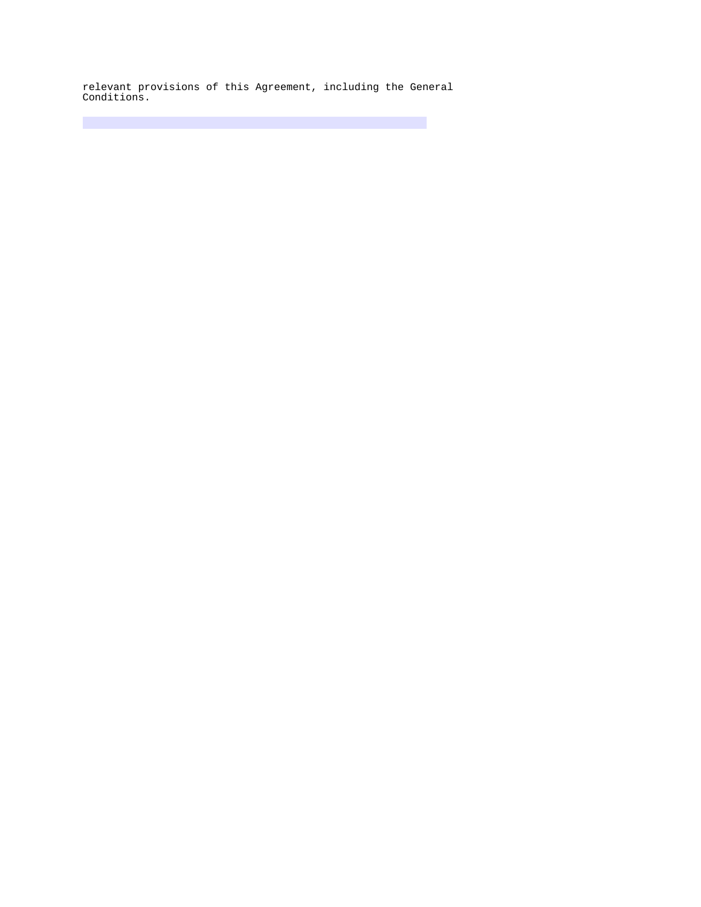relevant provisions of this Agreement, including the General Conditions.